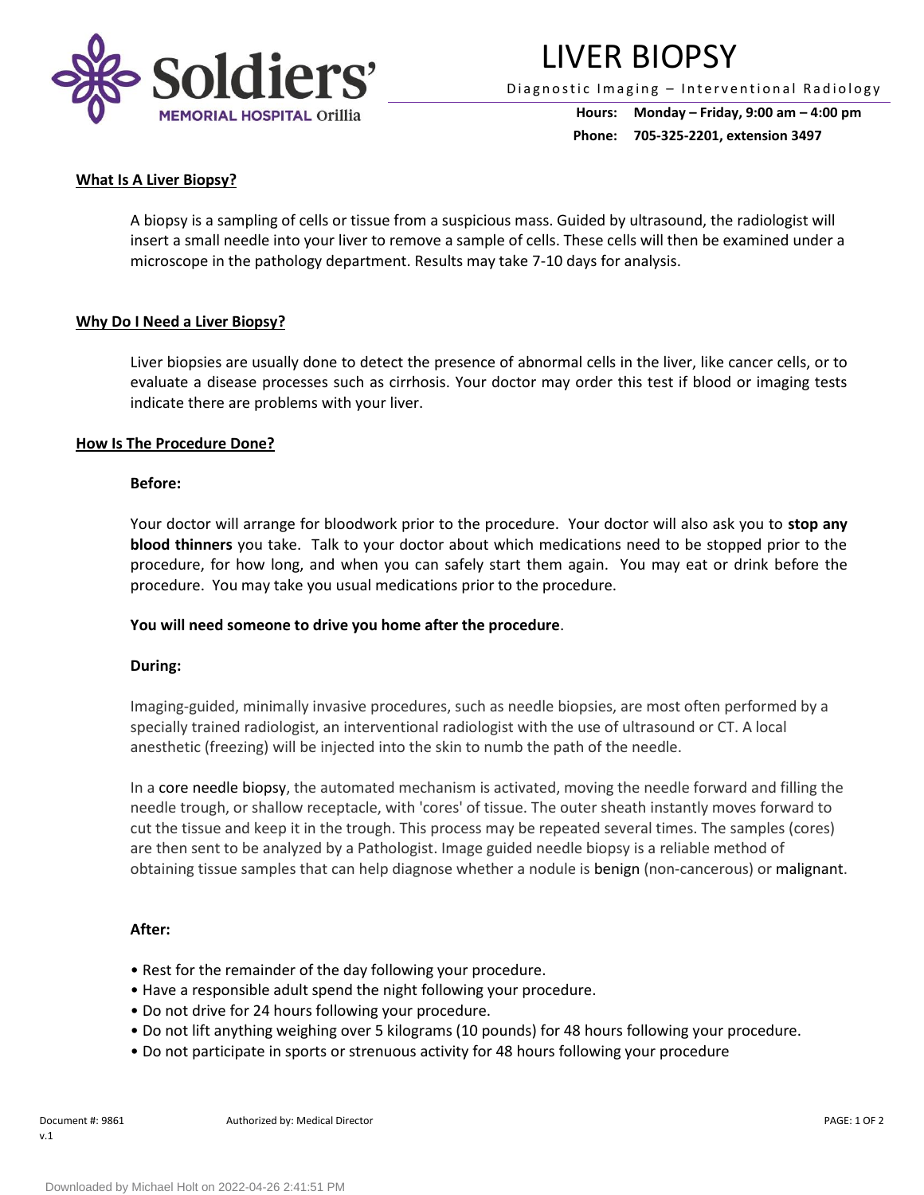# LIVER BIOPSY

Diagnostic Imaging – Interventional Radiology

**Hours:** **Monday – Friday, 9:00 am – 4:00 pm**
**Phone:** **705-325-2201, extension 3497**

## What Is A Liver Biopsy?

A biopsy is a sampling of cells or tissue from a suspicious mass. Guided by ultrasound, the radiologist will insert a small needle into your liver to remove a sample of cells. These cells will then be examined under a microscope in the pathology department. Results may take 7-10 days for analysis.

## Why Do I Need a Liver Biopsy?

Liver biopsies are usually done to detect the presence of abnormal cells in the liver, like cancer cells, or to evaluate a disease processes such as cirrhosis. Your doctor may order this test if blood or imaging tests indicate there are problems with your liver.

## How Is The Procedure Done?

### Before:

Your doctor will arrange for bloodwork prior to the procedure. Your doctor will also ask you to **stop any blood thinners** you take. Talk to your doctor about which medications need to be stopped prior to the procedure, for how long, and when you can safely start them again. You may eat or drink before the procedure. You may take you usual medications prior to the procedure.

**You will need someone to drive you home after the procedure**.

### During:

Imaging-guided, minimally invasive procedures, such as needle biopsies, are most often performed by a specially trained radiologist, an interventional radiologist with the use of ultrasound or CT. A local anesthetic (freezing) will be injected into the skin to numb the path of the needle.

In a core needle biopsy, the automated mechanism is activated, moving the needle forward and filling the needle trough, or shallow receptacle, with 'cores' of tissue. The outer sheath instantly moves forward to cut the tissue and keep it in the trough. This process may be repeated several times. The samples (cores) are then sent to be analyzed by a Pathologist. Image guided needle biopsy is a reliable method of obtaining tissue samples that can help diagnose whether a nodule is benign (non-cancerous) or malignant.

### After:

- Rest for the remainder of the day following your procedure.
- Have a responsible adult spend the night following your procedure.
- Do not drive for 24 hours following your procedure.
- Do not lift anything weighing over 5 kilograms (10 pounds) for 48 hours following your procedure.
- Do not participate in sports or strenuous activity for 48 hours following your procedure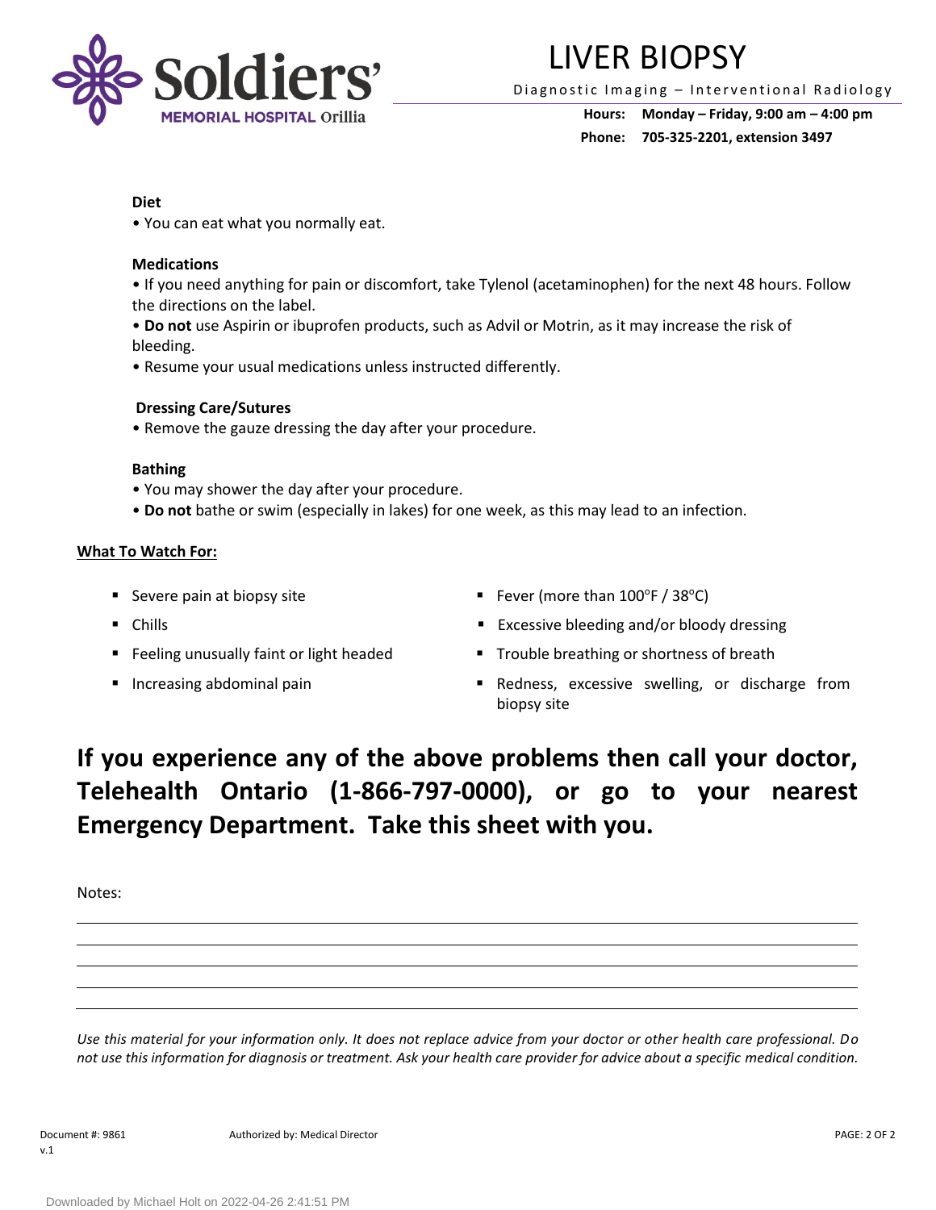**Diet**

• You can eat what you normally eat.

**Medications**

• If you need anything for pain or discomfort, take Tylenol (acetaminophen) for the next 48 hours. Follow the directions on the label.

• **Do not** use Aspirin or ibuprofen products, such as Advil or Motrin, as it may increase the risk of bleeding.

• Resume your usual medications unless instructed differently.

**Dressing Care/Sutures**

• Remove the gauze dressing the day after your procedure.

**Bathing**

• You may shower the day after your procedure.

• **Do not** bathe or swim (especially in lakes) for one week, as this may lead to an infection.

**What To Watch For:**

- Severe pain at biopsy site
- Chills
- Feeling unusually faint or light headed
- Increasing abdominal pain
- Fever (more than 100°F / 38°C)
- Excessive bleeding and/or bloody dressing
- Trouble breathing or shortness of breath
- Redness, excessive swelling, or discharge from biopsy site

## If you experience any of the above problems then call your doctor, Telehealth Ontario (1-866-797-0000), or go to your nearest Emergency Department. Take this sheet with you.

Notes:

*Use this material for your information only. It does not replace advice from your doctor or other health care professional. Do not use this information for diagnosis or treatment. Ask your health care provider for advice about a specific medical condition.*

Document #: 9861
v.1

Authorized by: Medical Director